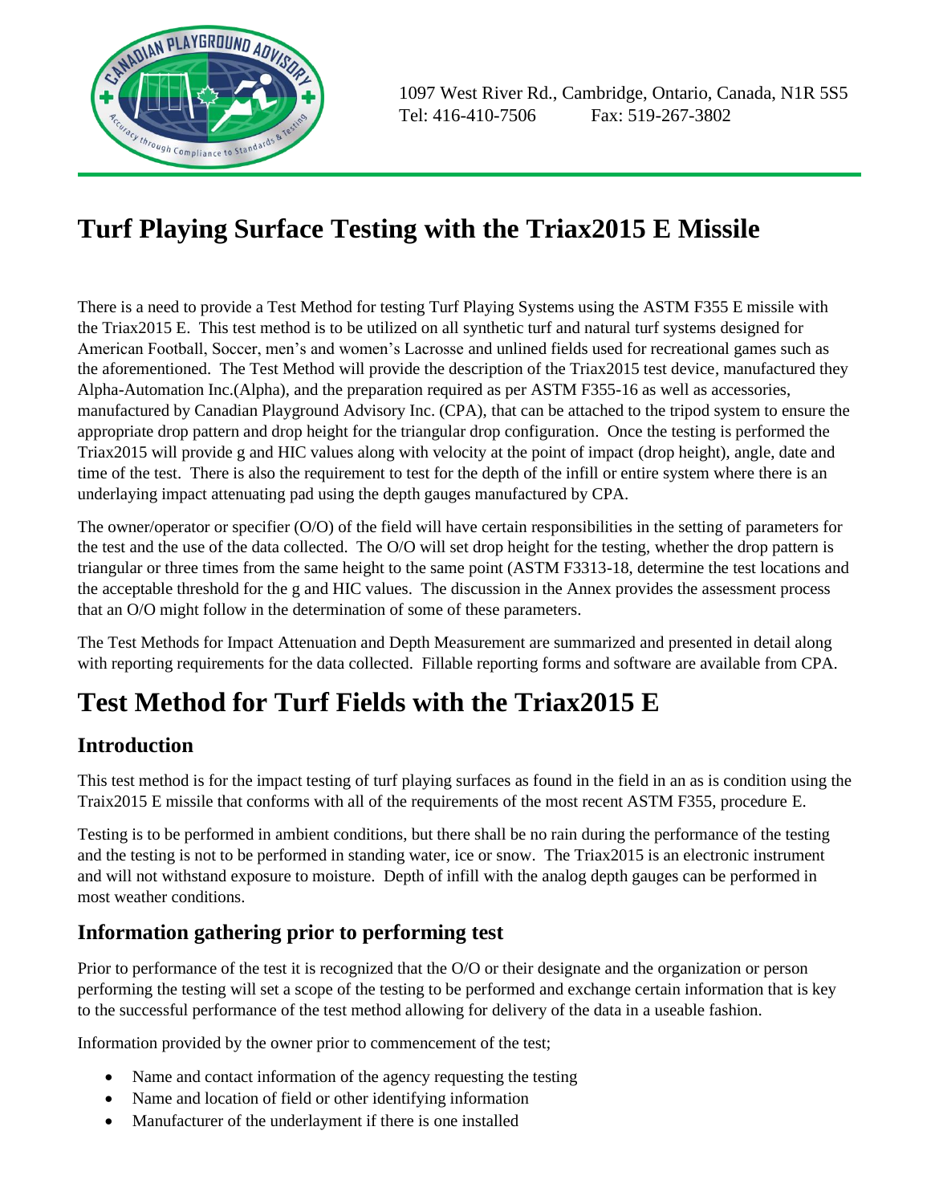1097 West River Rd., Cambridge, Ontario, Canada, N1R 5S5
Tel: 416-410-7506 Fax: 519-267-3802

# Turf Playing Surface Testing with the Triax2015 E Missile

There is a need to provide a Test Method for testing Turf Playing Systems using the ASTM F355 E missile with the Triax2015 E. This test method is to be utilized on all synthetic turf and natural turf systems designed for American Football, Soccer, men's and women's Lacrosse and unlined fields used for recreational games such as the aforementioned. The Test Method will provide the description of the Triax2015 test device, manufactured they Alpha-Automation Inc.(Alpha), and the preparation required as per ASTM F355-16 as well as accessories, manufactured by Canadian Playground Advisory Inc. (CPA), that can be attached to the tripod system to ensure the appropriate drop pattern and drop height for the triangular drop configuration. Once the testing is performed the Triax2015 will provide g and HIC values along with velocity at the point of impact (drop height), angle, date and time of the test. There is also the requirement to test for the depth of the infill or entire system where there is an underlaying impact attenuating pad using the depth gauges manufactured by CPA.

The owner/operator or specifier (O/O) of the field will have certain responsibilities in the setting of parameters for the test and the use of the data collected. The O/O will set drop height for the testing, whether the drop pattern is triangular or three times from the same height to the same point (ASTM F3313-18, determine the test locations and the acceptable threshold for the g and HIC values. The discussion in the Annex provides the assessment process that an O/O might follow in the determination of some of these parameters.

The Test Methods for Impact Attenuation and Depth Measurement are summarized and presented in detail along with reporting requirements for the data collected. Fillable reporting forms and software are available from CPA.

# Test Method for Turf Fields with the Triax2015 E

## Introduction

This test method is for the impact testing of turf playing surfaces as found in the field in an as is condition using the Traix2015 E missile that conforms with all of the requirements of the most recent ASTM F355, procedure E.

Testing is to be performed in ambient conditions, but there shall be no rain during the performance of the testing and the testing is not to be performed in standing water, ice or snow. The Triax2015 is an electronic instrument and will not withstand exposure to moisture. Depth of infill with the analog depth gauges can be performed in most weather conditions.

## Information gathering prior to performing test

Prior to performance of the test it is recognized that the O/O or their designate and the organization or person performing the testing will set a scope of the testing to be performed and exchange certain information that is key to the successful performance of the test method allowing for delivery of the data in a useable fashion.

Information provided by the owner prior to commencement of the test;

- Name and contact information of the agency requesting the testing
- Name and location of field or other identifying information
- Manufacturer of the underlayment if there is one installed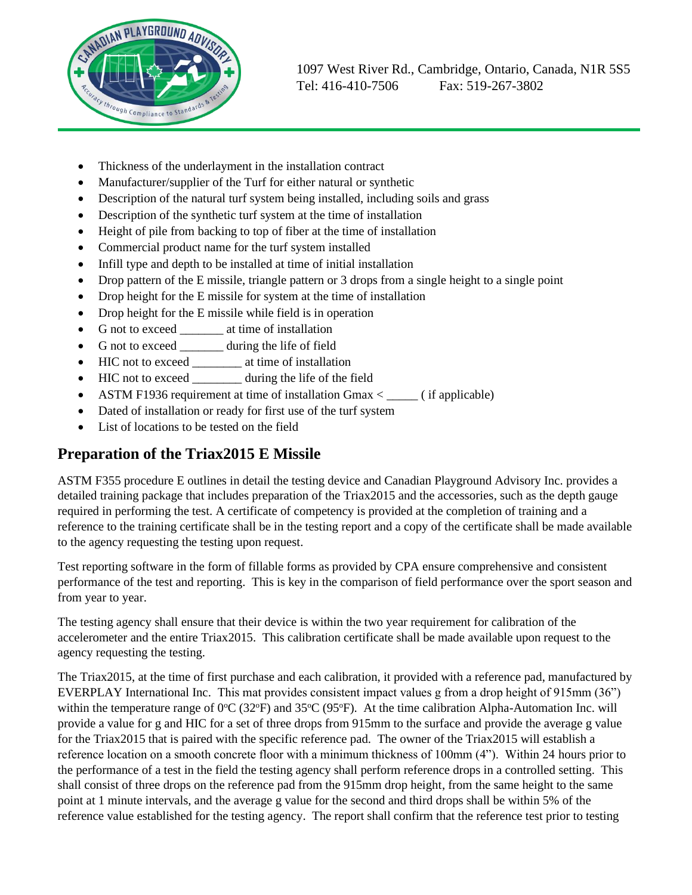- Thickness of the underlayment in the installation contract
- Manufacturer/supplier of the Turf for either natural or synthetic
- Description of the natural turf system being installed, including soils and grass
- Description of the synthetic turf system at the time of installation
- Height of pile from backing to top of fiber at the time of installation
- Commercial product name for the turf system installed
- Infill type and depth to be installed at time of initial installation
- Drop pattern of the E missile, triangle pattern or 3 drops from a single height to a single point
- Drop height for the E missile for system at the time of installation
- Drop height for the E missile while field is in operation
- G not to exceed _______ at time of installation
- G not to exceed _______ during the life of field
- HIC not to exceed ________ at time of installation
- HIC not to exceed ________ during the life of the field
- ASTM F1936 requirement at time of installation Gmax < _____ ( if applicable)
- Dated of installation or ready for first use of the turf system
- List of locations to be tested on the field

## Preparation of the Triax2015 E Missile

ASTM F355 procedure E outlines in detail the testing device and Canadian Playground Advisory Inc. provides a detailed training package that includes preparation of the Triax2015 and the accessories, such as the depth gauge required in performing the test. A certificate of competency is provided at the completion of training and a reference to the training certificate shall be in the testing report and a copy of the certificate shall be made available to the agency requesting the testing upon request.

Test reporting software in the form of fillable forms as provided by CPA ensure comprehensive and consistent performance of the test and reporting. This is key in the comparison of field performance over the sport season and from year to year.

The testing agency shall ensure that their device is within the two year requirement for calibration of the accelerometer and the entire Triax2015. This calibration certificate shall be made available upon request to the agency requesting the testing.

The Triax2015, at the time of first purchase and each calibration, it provided with a reference pad, manufactured by EVERPLAY International Inc. This mat provides consistent impact values g from a drop height of 915mm (36") within the temperature range of 0°C (32°F) and 35°C (95°F). At the time calibration Alpha-Automation Inc. will provide a value for g and HIC for a set of three drops from 915mm to the surface and provide the average g value for the Triax2015 that is paired with the specific reference pad. The owner of the Triax2015 will establish a reference location on a smooth concrete floor with a minimum thickness of 100mm (4"). Within 24 hours prior to the performance of a test in the field the testing agency shall perform reference drops in a controlled setting. This shall consist of three drops on the reference pad from the 915mm drop height, from the same height to the same point at 1 minute intervals, and the average g value for the second and third drops shall be within 5% of the reference value established for the testing agency. The report shall confirm that the reference test prior to testing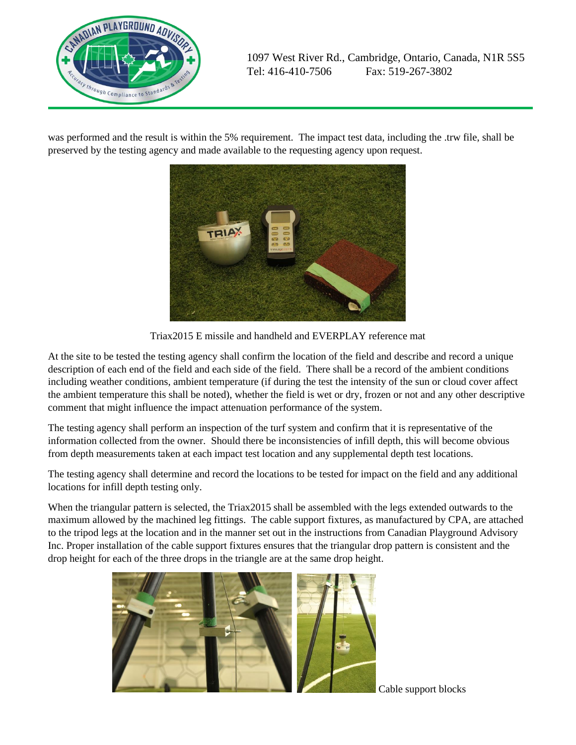was performed and the result is within the 5% requirement. The impact test data, including the .trw file, shall be preserved by the testing agency and made available to the requesting agency upon request.

Triax2015 E missile and handheld and EVERPLAY reference mat

At the site to be tested the testing agency shall confirm the location of the field and describe and record a unique description of each end of the field and each side of the field. There shall be a record of the ambient conditions including weather conditions, ambient temperature (if during the test the intensity of the sun or cloud cover affect the ambient temperature this shall be noted), whether the field is wet or dry, frozen or not and any other descriptive comment that might influence the impact attenuation performance of the system.

The testing agency shall perform an inspection of the turf system and confirm that it is representative of the information collected from the owner. Should there be inconsistencies of infill depth, this will become obvious from depth measurements taken at each impact test location and any supplemental depth test locations.

The testing agency shall determine and record the locations to be tested for impact on the field and any additional locations for infill depth testing only.

When the triangular pattern is selected, the Triax2015 shall be assembled with the legs extended outwards to the maximum allowed by the machined leg fittings. The cable support fixtures, as manufactured by CPA, are attached to the tripod legs at the location and in the manner set out in the instructions from Canadian Playground Advisory Inc. Proper installation of the cable support fixtures ensures that the triangular drop pattern is consistent and the drop height for each of the three drops in the triangle are at the same drop height.

Cable support blocks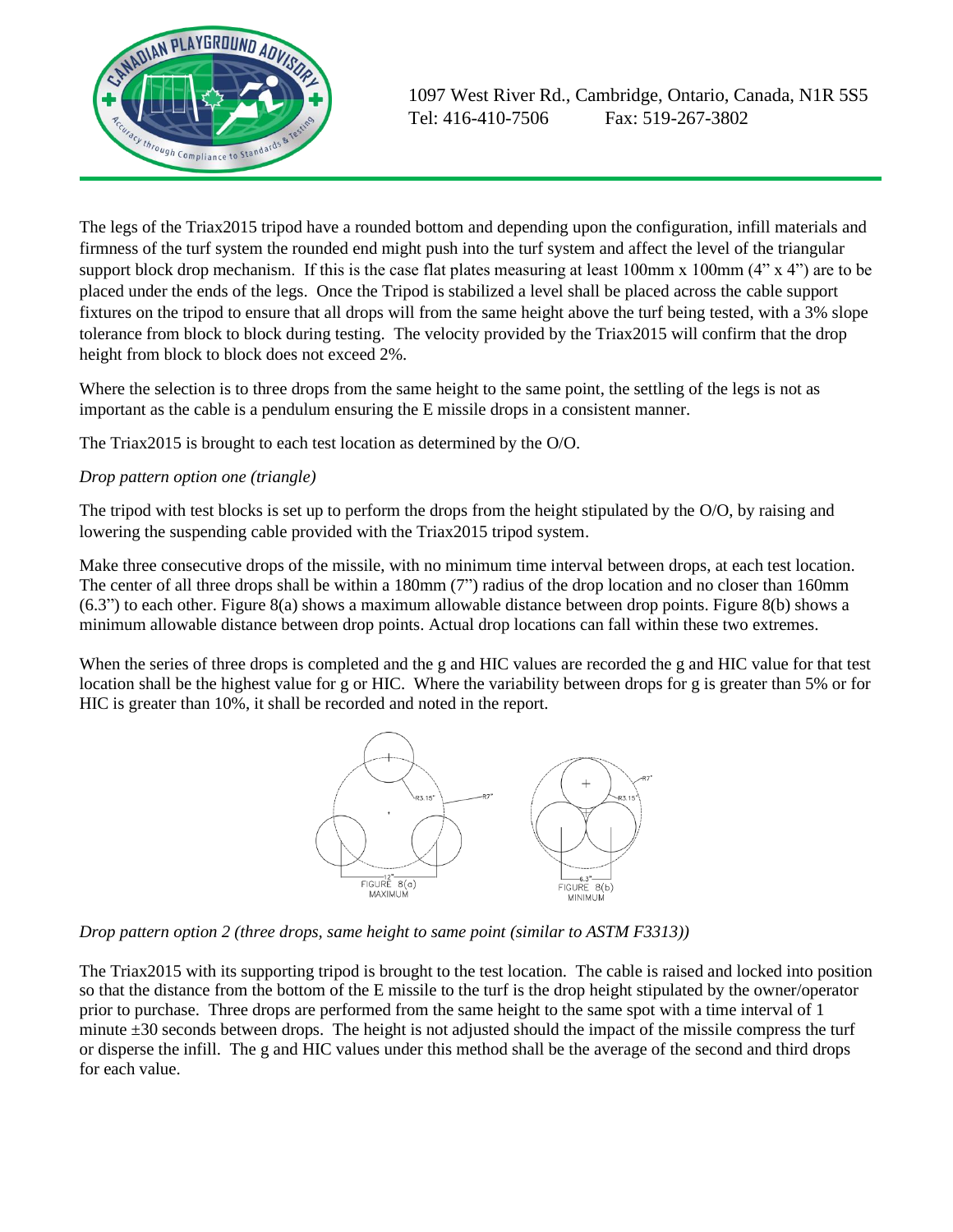The legs of the Triax2015 tripod have a rounded bottom and depending upon the configuration, infill materials and firmness of the turf system the rounded end might push into the turf system and affect the level of the triangular support block drop mechanism. If this is the case flat plates measuring at least 100mm x 100mm (4" x 4") are to be placed under the ends of the legs. Once the Tripod is stabilized a level shall be placed across the cable support fixtures on the tripod to ensure that all drops will from the same height above the turf being tested, with a 3% slope tolerance from block to block during testing. The velocity provided by the Triax2015 will confirm that the drop height from block to block does not exceed 2%.

Where the selection is to three drops from the same height to the same point, the settling of the legs is not as important as the cable is a pendulum ensuring the E missile drops in a consistent manner.

The Triax2015 is brought to each test location as determined by the O/O.

*Drop pattern option one (triangle)*

The tripod with test blocks is set up to perform the drops from the height stipulated by the O/O, by raising and lowering the suspending cable provided with the Triax2015 tripod system.

Make three consecutive drops of the missile, with no minimum time interval between drops, at each test location. The center of all three drops shall be within a 180mm (7") radius of the drop location and no closer than 160mm (6.3") to each other. Figure 8(a) shows a maximum allowable distance between drop points. Figure 8(b) shows a minimum allowable distance between drop points. Actual drop locations can fall within these two extremes.

When the series of three drops is completed and the g and HIC values are recorded the g and HIC value for that test location shall be the highest value for g or HIC. Where the variability between drops for g is greater than 5% or for HIC is greater than 10%, it shall be recorded and noted in the report.

FIGURE 8(a) MAXIMUM

FIGURE 8(b) MINIMUM

*Drop pattern option 2 (three drops, same height to same point (similar to ASTM F3313))*

The Triax2015 with its supporting tripod is brought to the test location. The cable is raised and locked into position so that the distance from the bottom of the E missile to the turf is the drop height stipulated by the owner/operator prior to purchase. Three drops are performed from the same height to the same spot with a time interval of 1 minute ±30 seconds between drops. The height is not adjusted should the impact of the missile compress the turf or disperse the infill. The g and HIC values under this method shall be the average of the second and third drops for each value.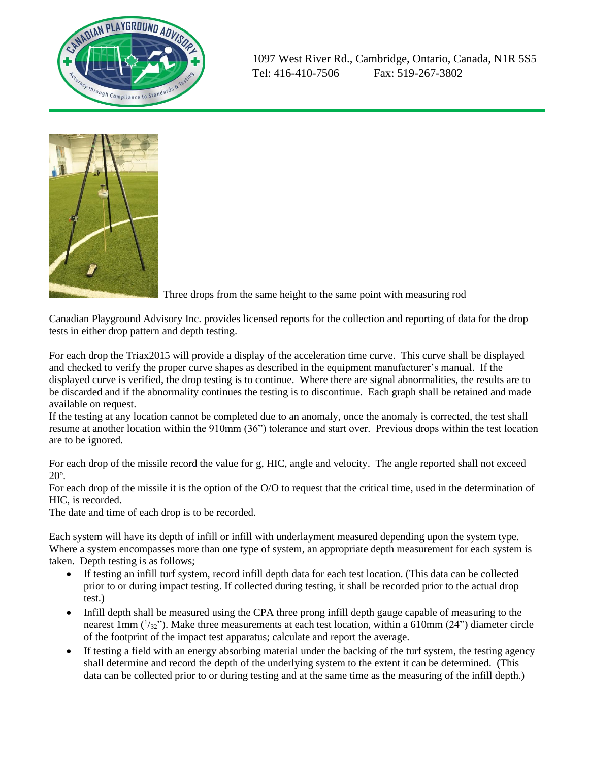Three drops from the same height to the same point with measuring rod

Canadian Playground Advisory Inc. provides licensed reports for the collection and reporting of data for the drop tests in either drop pattern and depth testing.

For each drop the Triax2015 will provide a display of the acceleration time curve. This curve shall be displayed and checked to verify the proper curve shapes as described in the equipment manufacturer's manual. If the displayed curve is verified, the drop testing is to continue. Where there are signal abnormalities, the results are to be discarded and if the abnormality continues the testing is to discontinue. Each graph shall be retained and made available on request.
If the testing at any location cannot be completed due to an anomaly, once the anomaly is corrected, the test shall resume at another location within the 910mm (36") tolerance and start over. Previous drops within the test location are to be ignored.

For each drop of the missile record the value for g, HIC, angle and velocity. The angle reported shall not exceed 20°.
For each drop of the missile it is the option of the O/O to request that the critical time, used in the determination of HIC, is recorded.
The date and time of each drop is to be recorded.

Each system will have its depth of infill or infill with underlayment measured depending upon the system type. Where a system encompasses more than one type of system, an appropriate depth measurement for each system is taken. Depth testing is as follows;

- If testing an infill turf system, record infill depth data for each test location. (This data can be collected prior to or during impact testing. If collected during testing, it shall be recorded prior to the actual drop test.)
- Infill depth shall be measured using the CPA three prong infill depth gauge capable of measuring to the nearest 1mm (1/32"). Make three measurements at each test location, within a 610mm (24") diameter circle of the footprint of the impact test apparatus; calculate and report the average.
- If testing a field with an energy absorbing material under the backing of the turf system, the testing agency shall determine and record the depth of the underlying system to the extent it can be determined. (This data can be collected prior to or during testing and at the same time as the measuring of the infill depth.)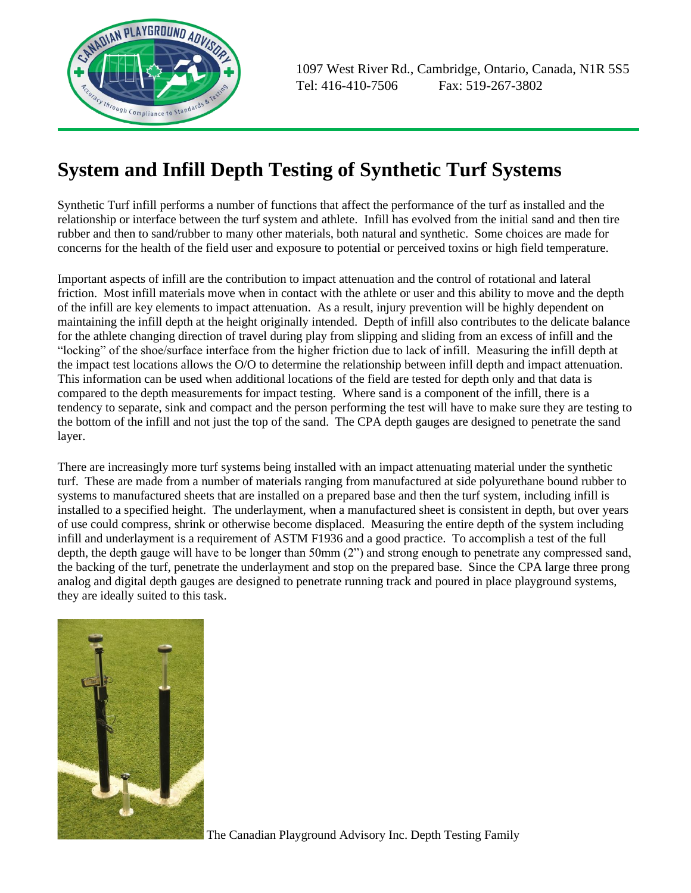1097 West River Rd., Cambridge, Ontario, Canada, N1R 5S5
Tel: 416-410-7506 Fax: 519-267-3802

# System and Infill Depth Testing of Synthetic Turf Systems

Synthetic Turf infill performs a number of functions that affect the performance of the turf as installed and the relationship or interface between the turf system and athlete. Infill has evolved from the initial sand and then tire rubber and then to sand/rubber to many other materials, both natural and synthetic. Some choices are made for concerns for the health of the field user and exposure to potential or perceived toxins or high field temperature.

Important aspects of infill are the contribution to impact attenuation and the control of rotational and lateral friction. Most infill materials move when in contact with the athlete or user and this ability to move and the depth of the infill are key elements to impact attenuation. As a result, injury prevention will be highly dependent on maintaining the infill depth at the height originally intended. Depth of infill also contributes to the delicate balance for the athlete changing direction of travel during play from slipping and sliding from an excess of infill and the "locking" of the shoe/surface interface from the higher friction due to lack of infill. Measuring the infill depth at the impact test locations allows the O/O to determine the relationship between infill depth and impact attenuation. This information can be used when additional locations of the field are tested for depth only and that data is compared to the depth measurements for impact testing. Where sand is a component of the infill, there is a tendency to separate, sink and compact and the person performing the test will have to make sure they are testing to the bottom of the infill and not just the top of the sand. The CPA depth gauges are designed to penetrate the sand layer.

There are increasingly more turf systems being installed with an impact attenuating material under the synthetic turf. These are made from a number of materials ranging from manufactured at side polyurethane bound rubber to systems to manufactured sheets that are installed on a prepared base and then the turf system, including infill is installed to a specified height. The underlayment, when a manufactured sheet is consistent in depth, but over years of use could compress, shrink or otherwise become displaced. Measuring the entire depth of the system including infill and underlayment is a requirement of ASTM F1936 and a good practice. To accomplish a test of the full depth, the depth gauge will have to be longer than 50mm (2") and strong enough to penetrate any compressed sand, the backing of the turf, penetrate the underlayment and stop on the prepared base. Since the CPA large three prong analog and digital depth gauges are designed to penetrate running track and poured in place playground systems, they are ideally suited to this task.

The Canadian Playground Advisory Inc. Depth Testing Family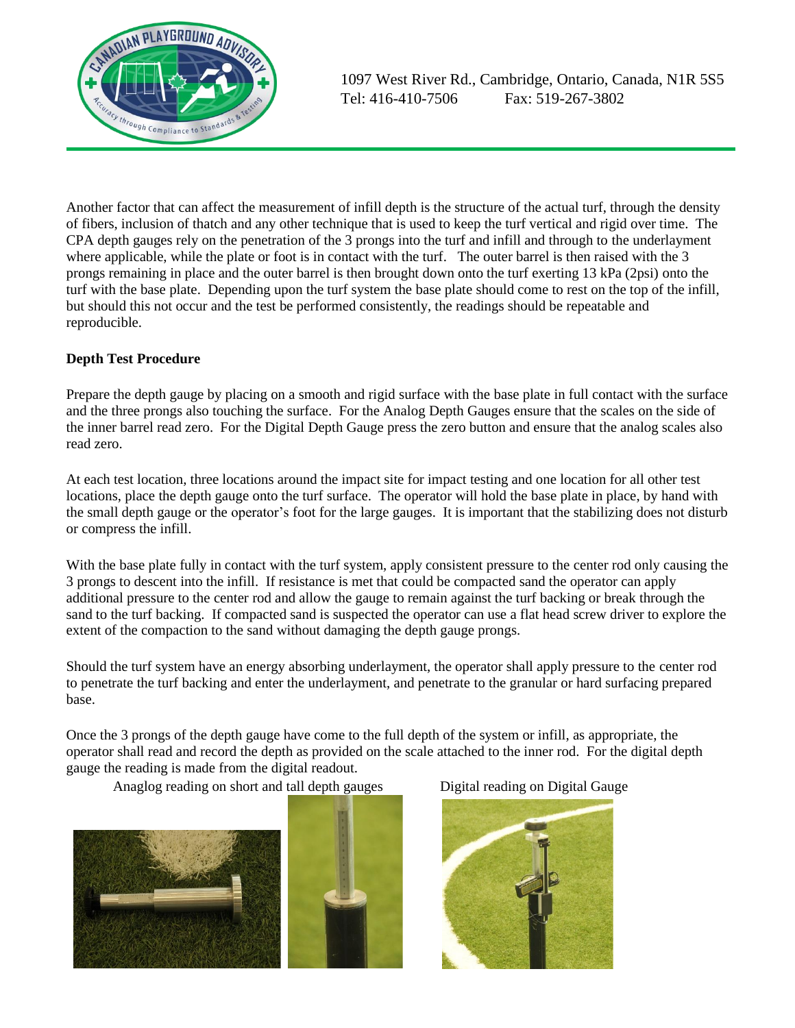Another factor that can affect the measurement of infill depth is the structure of the actual turf, through the density of fibers, inclusion of thatch and any other technique that is used to keep the turf vertical and rigid over time. The CPA depth gauges rely on the penetration of the 3 prongs into the turf and infill and through to the underlayment where applicable, while the plate or foot is in contact with the turf. The outer barrel is then raised with the 3 prongs remaining in place and the outer barrel is then brought down onto the turf exerting 13 kPa (2psi) onto the turf with the base plate. Depending upon the turf system the base plate should come to rest on the top of the infill, but should this not occur and the test be performed consistently, the readings should be repeatable and reproducible.

**Depth Test Procedure**

Prepare the depth gauge by placing on a smooth and rigid surface with the base plate in full contact with the surface and the three prongs also touching the surface. For the Analog Depth Gauges ensure that the scales on the side of the inner barrel read zero. For the Digital Depth Gauge press the zero button and ensure that the analog scales also read zero.

At each test location, three locations around the impact site for impact testing and one location for all other test locations, place the depth gauge onto the turf surface. The operator will hold the base plate in place, by hand with the small depth gauge or the operator's foot for the large gauges. It is important that the stabilizing does not disturb or compress the infill.

With the base plate fully in contact with the turf system, apply consistent pressure to the center rod only causing the 3 prongs to descent into the infill. If resistance is met that could be compacted sand the operator can apply additional pressure to the center rod and allow the gauge to remain against the turf backing or break through the sand to the turf backing. If compacted sand is suspected the operator can use a flat head screw driver to explore the extent of the compaction to the sand without damaging the depth gauge prongs.

Should the turf system have an energy absorbing underlayment, the operator shall apply pressure to the center rod to penetrate the turf backing and enter the underlayment, and penetrate to the granular or hard surfacing prepared base.

Once the 3 prongs of the depth gauge have come to the full depth of the system or infill, as appropriate, the operator shall read and record the depth as provided on the scale attached to the inner rod. For the digital depth gauge the reading is made from the digital readout.

Anaglog reading on short and tall depth gauges

Digital reading on Digital Gauge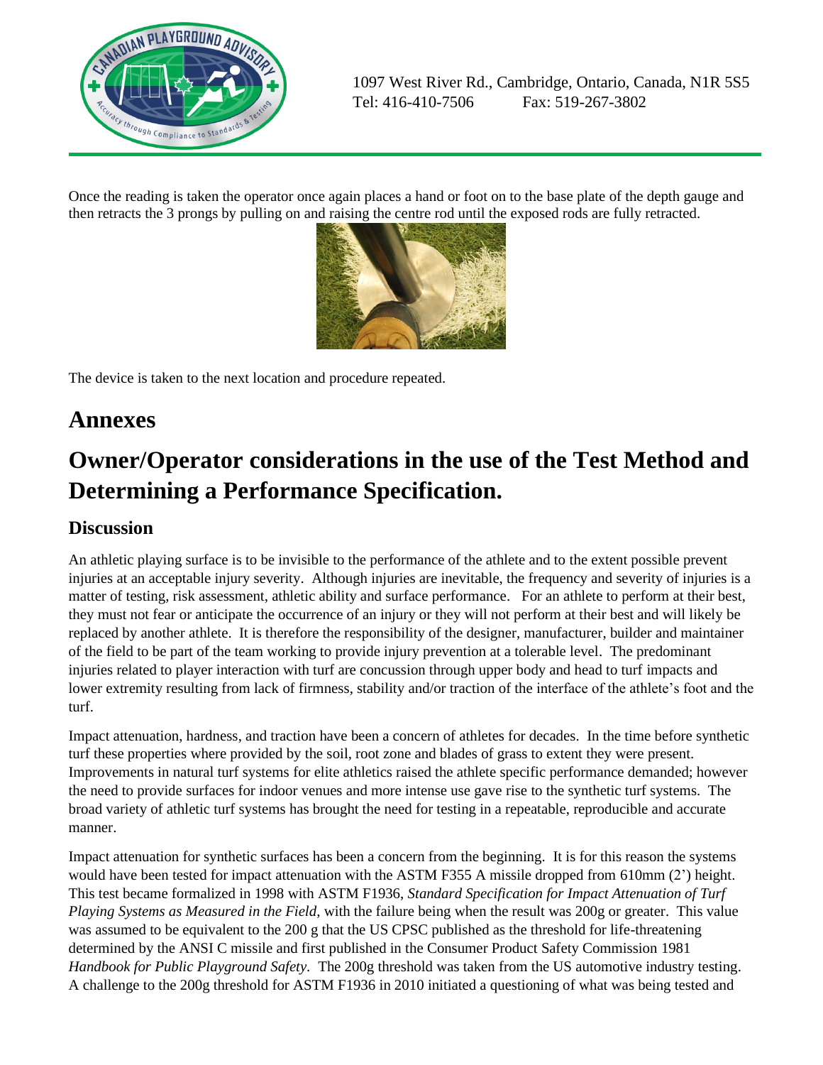Once the reading is taken the operator once again places a hand or foot on to the base plate of the depth gauge and then retracts the 3 prongs by pulling on and raising the centre rod until the exposed rods are fully retracted.

The device is taken to the next location and procedure repeated.

# Annexes

# Owner/Operator considerations in the use of the Test Method and Determining a Performance Specification.

## Discussion

An athletic playing surface is to be invisible to the performance of the athlete and to the extent possible prevent injuries at an acceptable injury severity. Although injuries are inevitable, the frequency and severity of injuries is a matter of testing, risk assessment, athletic ability and surface performance. For an athlete to perform at their best, they must not fear or anticipate the occurrence of an injury or they will not perform at their best and will likely be replaced by another athlete. It is therefore the responsibility of the designer, manufacturer, builder and maintainer of the field to be part of the team working to provide injury prevention at a tolerable level. The predominant injuries related to player interaction with turf are concussion through upper body and head to turf impacts and lower extremity resulting from lack of firmness, stability and/or traction of the interface of the athlete's foot and the turf.

Impact attenuation, hardness, and traction have been a concern of athletes for decades. In the time before synthetic turf these properties where provided by the soil, root zone and blades of grass to extent they were present. Improvements in natural turf systems for elite athletics raised the athlete specific performance demanded; however the need to provide surfaces for indoor venues and more intense use gave rise to the synthetic turf systems. The broad variety of athletic turf systems has brought the need for testing in a repeatable, reproducible and accurate manner.

Impact attenuation for synthetic surfaces has been a concern from the beginning. It is for this reason the systems would have been tested for impact attenuation with the ASTM F355 A missile dropped from 610mm (2') height. This test became formalized in 1998 with ASTM F1936, *Standard Specification for Impact Attenuation of Turf Playing Systems as Measured in the Field*, with the failure being when the result was 200g or greater. This value was assumed to be equivalent to the 200 g that the US CPSC published as the threshold for life-threatening determined by the ANSI C missile and first published in the Consumer Product Safety Commission 1981 *Handbook for Public Playground Safety*. The 200g threshold was taken from the US automotive industry testing. A challenge to the 200g threshold for ASTM F1936 in 2010 initiated a questioning of what was being tested and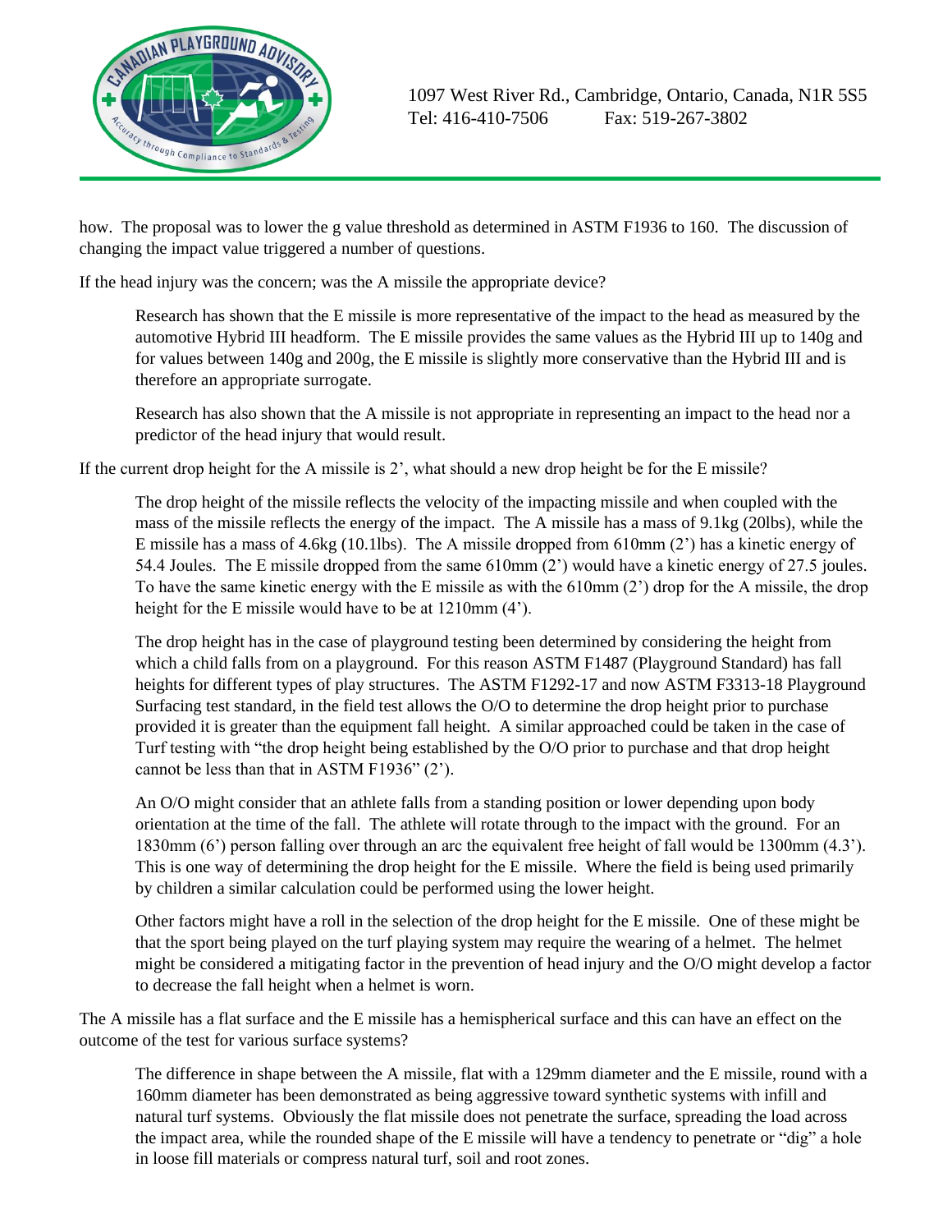how. The proposal was to lower the g value threshold as determined in ASTM F1936 to 160. The discussion of changing the impact value triggered a number of questions.

If the head injury was the concern; was the A missile the appropriate device?

> Research has shown that the E missile is more representative of the impact to the head as measured by the automotive Hybrid III headform. The E missile provides the same values as the Hybrid III up to 140g and for values between 140g and 200g, the E missile is slightly more conservative than the Hybrid III and is therefore an appropriate surrogate.
>
> Research has also shown that the A missile is not appropriate in representing an impact to the head nor a predictor of the head injury that would result.

If the current drop height for the A missile is 2', what should a new drop height be for the E missile?

> The drop height of the missile reflects the velocity of the impacting missile and when coupled with the mass of the missile reflects the energy of the impact. The A missile has a mass of 9.1kg (20lbs), while the E missile has a mass of 4.6kg (10.1lbs). The A missile dropped from 610mm (2') has a kinetic energy of 54.4 Joules. The E missile dropped from the same 610mm (2') would have a kinetic energy of 27.5 joules. To have the same kinetic energy with the E missile as with the 610mm (2') drop for the A missile, the drop height for the E missile would have to be at 1210mm (4').
>
> The drop height has in the case of playground testing been determined by considering the height from which a child falls from on a playground. For this reason ASTM F1487 (Playground Standard) has fall heights for different types of play structures. The ASTM F1292-17 and now ASTM F3313-18 Playground Surfacing test standard, in the field test allows the O/O to determine the drop height prior to purchase provided it is greater than the equipment fall height. A similar approached could be taken in the case of Turf testing with "the drop height being established by the O/O prior to purchase and that drop height cannot be less than that in ASTM F1936" (2').
>
> An O/O might consider that an athlete falls from a standing position or lower depending upon body orientation at the time of the fall. The athlete will rotate through to the impact with the ground. For an 1830mm (6') person falling over through an arc the equivalent free height of fall would be 1300mm (4.3'). This is one way of determining the drop height for the E missile. Where the field is being used primarily by children a similar calculation could be performed using the lower height.
>
> Other factors might have a roll in the selection of the drop height for the E missile. One of these might be that the sport being played on the turf playing system may require the wearing of a helmet. The helmet might be considered a mitigating factor in the prevention of head injury and the O/O might develop a factor to decrease the fall height when a helmet is worn.

The A missile has a flat surface and the E missile has a hemispherical surface and this can have an effect on the outcome of the test for various surface systems?

> The difference in shape between the A missile, flat with a 129mm diameter and the E missile, round with a 160mm diameter has been demonstrated as being aggressive toward synthetic systems with infill and natural turf systems. Obviously the flat missile does not penetrate the surface, spreading the load across the impact area, while the rounded shape of the E missile will have a tendency to penetrate or "dig" a hole in loose fill materials or compress natural turf, soil and root zones.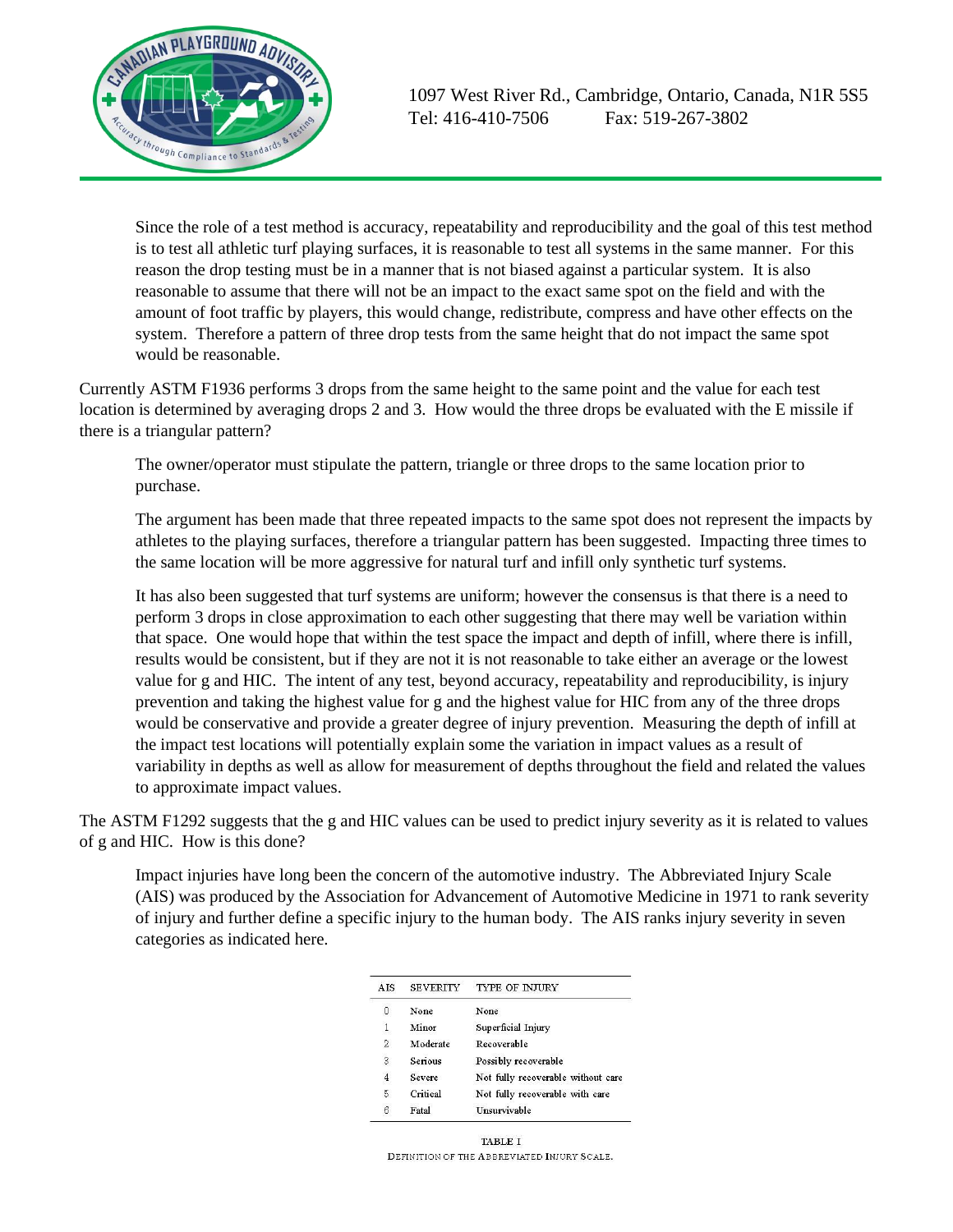Since the role of a test method is accuracy, repeatability and reproducibility and the goal of this test method is to test all athletic turf playing surfaces, it is reasonable to test all systems in the same manner. For this reason the drop testing must be in a manner that is not biased against a particular system. It is also reasonable to assume that there will not be an impact to the exact same spot on the field and with the amount of foot traffic by players, this would change, redistribute, compress and have other effects on the system. Therefore a pattern of three drop tests from the same height that do not impact the same spot would be reasonable.

Currently ASTM F1936 performs 3 drops from the same height to the same point and the value for each test location is determined by averaging drops 2 and 3. How would the three drops be evaluated with the E missile if there is a triangular pattern?

The owner/operator must stipulate the pattern, triangle or three drops to the same location prior to purchase.

The argument has been made that three repeated impacts to the same spot does not represent the impacts by athletes to the playing surfaces, therefore a triangular pattern has been suggested. Impacting three times to the same location will be more aggressive for natural turf and infill only synthetic turf systems.

It has also been suggested that turf systems are uniform; however the consensus is that there is a need to perform 3 drops in close approximation to each other suggesting that there may well be variation within that space. One would hope that within the test space the impact and depth of infill, where there is infill, results would be consistent, but if they are not it is not reasonable to take either an average or the lowest value for g and HIC. The intent of any test, beyond accuracy, repeatability and reproducibility, is injury prevention and taking the highest value for g and the highest value for HIC from any of the three drops would be conservative and provide a greater degree of injury prevention. Measuring the depth of infill at the impact test locations will potentially explain some the variation in impact values as a result of variability in depths as well as allow for measurement of depths throughout the field and related the values to approximate impact values.

The ASTM F1292 suggests that the g and HIC values can be used to predict injury severity as it is related to values of g and HIC. How is this done?

Impact injuries have long been the concern of the automotive industry. The Abbreviated Injury Scale (AIS) was produced by the Association for Advancement of Automotive Medicine in 1971 to rank severity of injury and further define a specific injury to the human body. The AIS ranks injury severity in seven categories as indicated here.

| AIS | SEVERITY | TYPE OF INJURY |
|---|---|---|
| 0 | None | None |
| 1 | Minor | Superficial Injury |
| 2 | Moderate | Recoverable |
| 3 | Serious | Possibly recoverable |
| 4 | Severe | Not fully recoverable without care |
| 5 | Critical | Not fully recoverable with care |
| 6 | Fatal | Unsurvivable |

TABLE I
DEFINITION OF THE ABBREVIATED INJURY SCALE.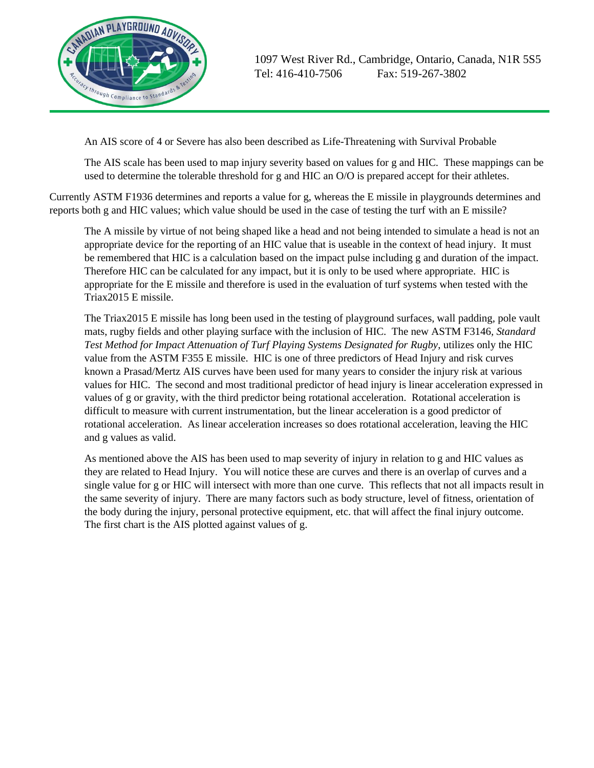An AIS score of 4 or Severe has also been described as Life-Threatening with Survival Probable

The AIS scale has been used to map injury severity based on values for g and HIC. These mappings can be used to determine the tolerable threshold for g and HIC an O/O is prepared accept for their athletes.

Currently ASTM F1936 determines and reports a value for g, whereas the E missile in playgrounds determines and reports both g and HIC values; which value should be used in the case of testing the turf with an E missile?

The A missile by virtue of not being shaped like a head and not being intended to simulate a head is not an appropriate device for the reporting of an HIC value that is useable in the context of head injury. It must be remembered that HIC is a calculation based on the impact pulse including g and duration of the impact. Therefore HIC can be calculated for any impact, but it is only to be used where appropriate. HIC is appropriate for the E missile and therefore is used in the evaluation of turf systems when tested with the Triax2015 E missile.

The Triax2015 E missile has long been used in the testing of playground surfaces, wall padding, pole vault mats, rugby fields and other playing surface with the inclusion of HIC. The new ASTM F3146, *Standard Test Method for Impact Attenuation of Turf Playing Systems Designated for Rugby*, utilizes only the HIC value from the ASTM F355 E missile. HIC is one of three predictors of Head Injury and risk curves known a Prasad/Mertz AIS curves have been used for many years to consider the injury risk at various values for HIC. The second and most traditional predictor of head injury is linear acceleration expressed in values of g or gravity, with the third predictor being rotational acceleration. Rotational acceleration is difficult to measure with current instrumentation, but the linear acceleration is a good predictor of rotational acceleration. As linear acceleration increases so does rotational acceleration, leaving the HIC and g values as valid.

As mentioned above the AIS has been used to map severity of injury in relation to g and HIC values as they are related to Head Injury. You will notice these are curves and there is an overlap of curves and a single value for g or HIC will intersect with more than one curve. This reflects that not all impacts result in the same severity of injury. There are many factors such as body structure, level of fitness, orientation of the body during the injury, personal protective equipment, etc. that will affect the final injury outcome. The first chart is the AIS plotted against values of g.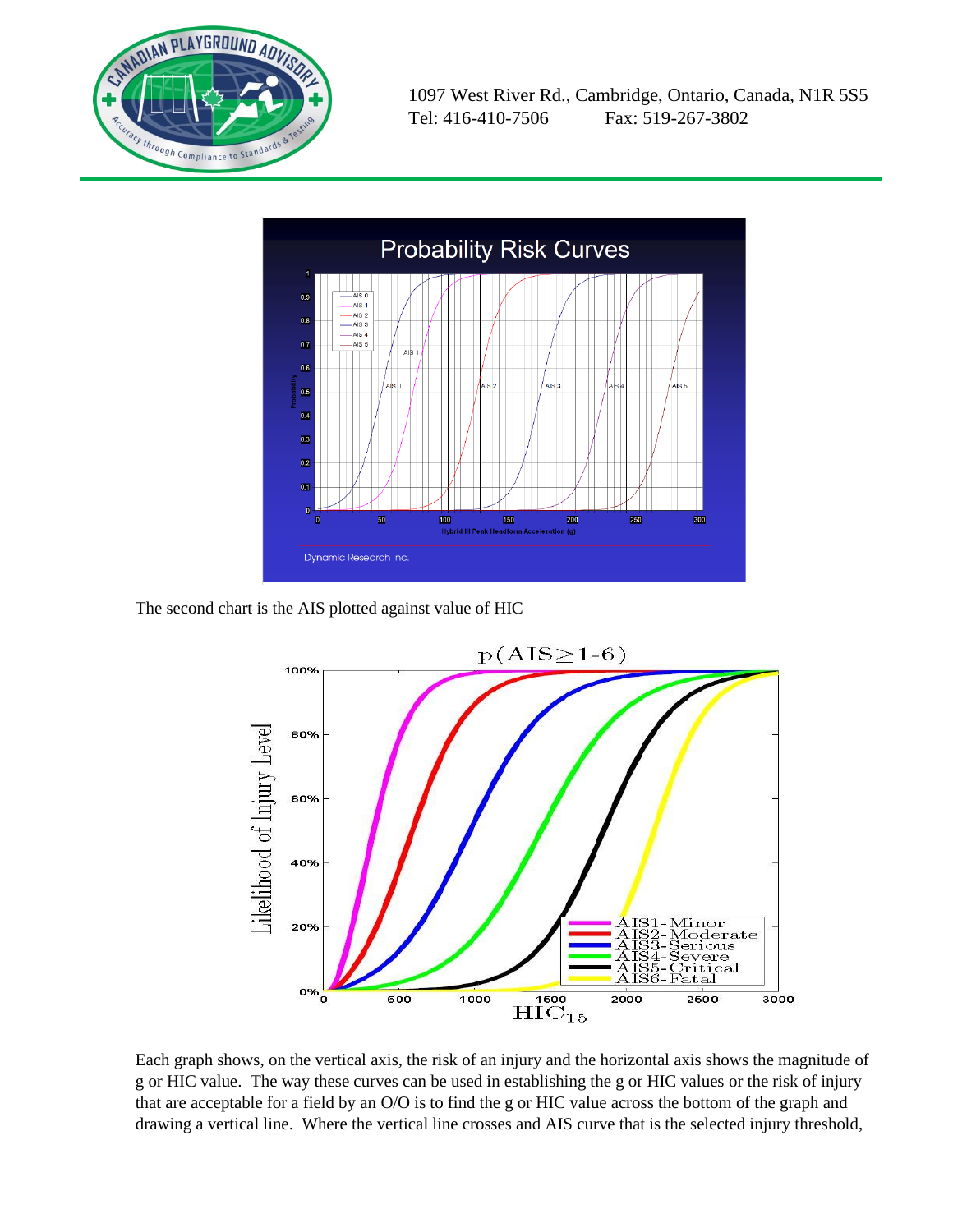The second chart is the AIS plotted against value of HIC

Each graph shows, on the vertical axis, the risk of an injury and the horizontal axis shows the magnitude of g or HIC value. The way these curves can be used in establishing the g or HIC values or the risk of injury that are acceptable for a field by an O/O is to find the g or HIC value across the bottom of the graph and drawing a vertical line. Where the vertical line crosses and AIS curve that is the selected injury threshold,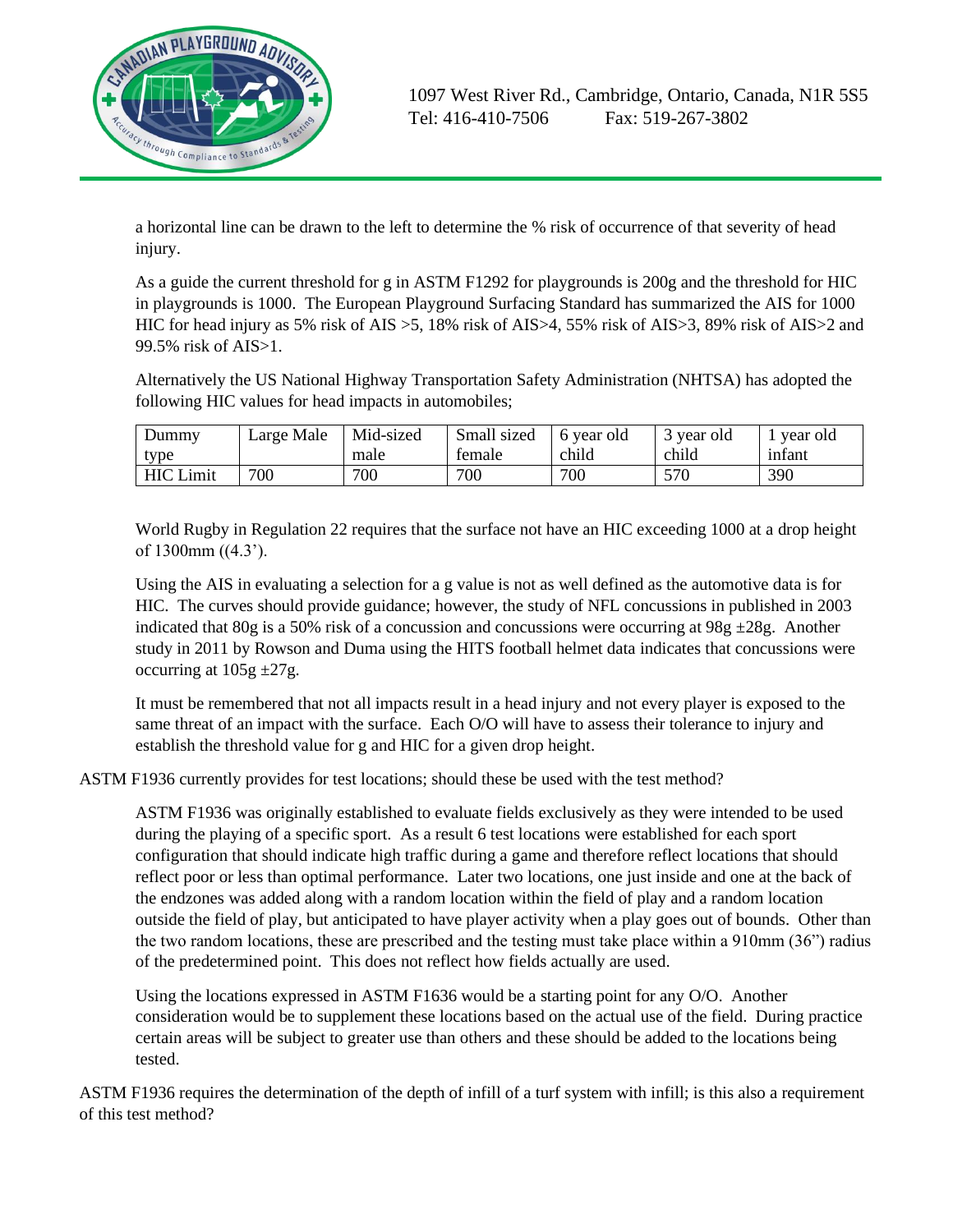a horizontal line can be drawn to the left to determine the % risk of occurrence of that severity of head injury.

As a guide the current threshold for g in ASTM F1292 for playgrounds is 200g and the threshold for HIC in playgrounds is 1000. The European Playground Surfacing Standard has summarized the AIS for 1000 HIC for head injury as 5% risk of AIS >5, 18% risk of AIS>4, 55% risk of AIS>3, 89% risk of AIS>2 and 99.5% risk of AIS>1.

Alternatively the US National Highway Transportation Safety Administration (NHTSA) has adopted the following HIC values for head impacts in automobiles;

| Dummy type | Large Male | Mid-sized male | Small sized female | 6 year old child | 3 year old child | 1 year old infant |
|---|---|---|---|---|---|---|
| HIC Limit | 700 | 700 | 700 | 700 | 570 | 390 |

World Rugby in Regulation 22 requires that the surface not have an HIC exceeding 1000 at a drop height of 1300mm ((4.3').

Using the AIS in evaluating a selection for a g value is not as well defined as the automotive data is for HIC. The curves should provide guidance; however, the study of NFL concussions in published in 2003 indicated that 80g is a 50% risk of a concussion and concussions were occurring at 98g ±28g. Another study in 2011 by Rowson and Duma using the HITS football helmet data indicates that concussions were occurring at 105g ±27g.

It must be remembered that not all impacts result in a head injury and not every player is exposed to the same threat of an impact with the surface. Each O/O will have to assess their tolerance to injury and establish the threshold value for g and HIC for a given drop height.

ASTM F1936 currently provides for test locations; should these be used with the test method?

ASTM F1936 was originally established to evaluate fields exclusively as they were intended to be used during the playing of a specific sport. As a result 6 test locations were established for each sport configuration that should indicate high traffic during a game and therefore reflect locations that should reflect poor or less than optimal performance. Later two locations, one just inside and one at the back of the endzones was added along with a random location within the field of play and a random location outside the field of play, but anticipated to have player activity when a play goes out of bounds. Other than the two random locations, these are prescribed and the testing must take place within a 910mm (36") radius of the predetermined point. This does not reflect how fields actually are used.

Using the locations expressed in ASTM F1636 would be a starting point for any O/O. Another consideration would be to supplement these locations based on the actual use of the field. During practice certain areas will be subject to greater use than others and these should be added to the locations being tested.

ASTM F1936 requires the determination of the depth of infill of a turf system with infill; is this also a requirement of this test method?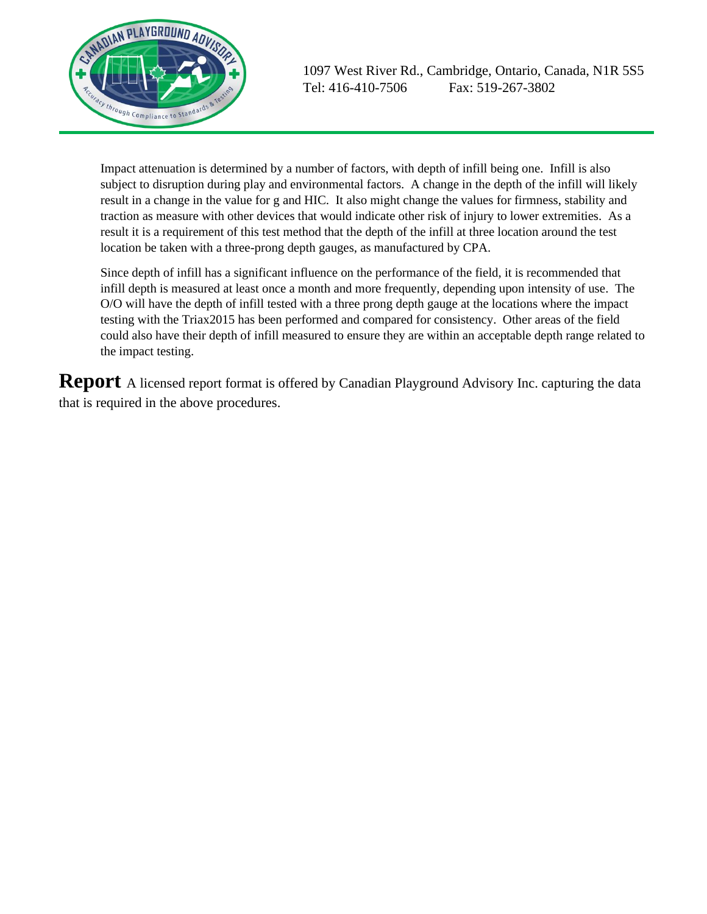Impact attenuation is determined by a number of factors, with depth of infill being one. Infill is also subject to disruption during play and environmental factors. A change in the depth of the infill will likely result in a change in the value for g and HIC. It also might change the values for firmness, stability and traction as measure with other devices that would indicate other risk of injury to lower extremities. As a result it is a requirement of this test method that the depth of the infill at three location around the test location be taken with a three-prong depth gauges, as manufactured by CPA.

Since depth of infill has a significant influence on the performance of the field, it is recommended that infill depth is measured at least once a month and more frequently, depending upon intensity of use. The O/O will have the depth of infill tested with a three prong depth gauge at the locations where the impact testing with the Triax2015 has been performed and compared for consistency. Other areas of the field could also have their depth of infill measured to ensure they are within an acceptable depth range related to the impact testing.

**Report** A licensed report format is offered by Canadian Playground Advisory Inc. capturing the data that is required in the above procedures.